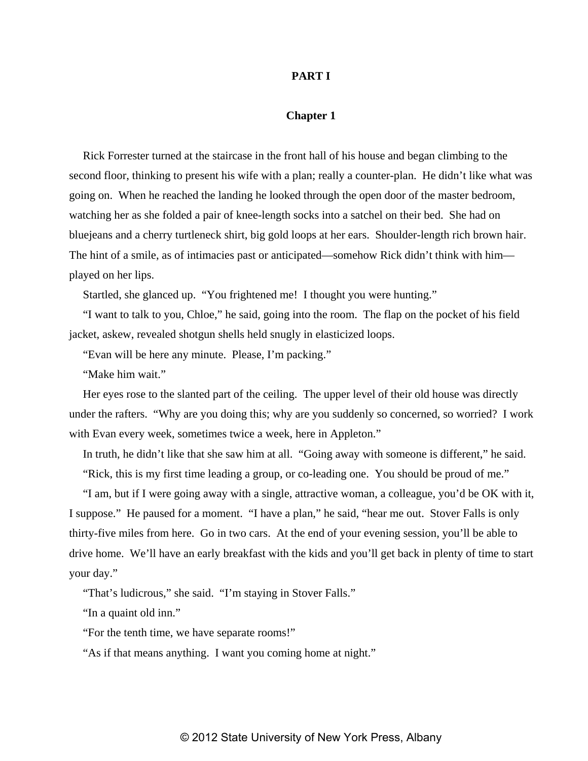# PART I

## Chapter 1

Rick Forrester turned at the staircase in the front hall of his house and began climbing to the second floor, thinking to present his wife with a plan; really a counter-plan. He didn't like what was going on. When he reached the landing he looked through the open door of the master bedroom, watching her as she folded a pair of knee-length socks into a satchel on their bed. She had on bluejeans and a cherry turtleneck shirt, big gold loops at her ears. Shoulder-length rich brown hair. The hint of a smile, as of intimacies past or anticipated—somehow Rick didn't think with him—played on her lips.

Startled, she glanced up. "You frightened me! I thought you were hunting."

"I want to talk to you, Chloe," he said, going into the room. The flap on the pocket of his field jacket, askew, revealed shotgun shells held snugly in elasticized loops.

"Evan will be here any minute. Please, I'm packing."

"Make him wait."

Her eyes rose to the slanted part of the ceiling. The upper level of their old house was directly under the rafters. "Why are you doing this; why are you suddenly so concerned, so worried? I work with Evan every week, sometimes twice a week, here in Appleton."

In truth, he didn't like that she saw him at all. "Going away with someone is different," he said.

"Rick, this is my first time leading a group, or co-leading one. You should be proud of me."

"I am, but if I were going away with a single, attractive woman, a colleague, you'd be OK with it, I suppose." He paused for a moment. "I have a plan," he said, "hear me out. Stover Falls is only thirty-five miles from here. Go in two cars. At the end of your evening session, you'll be able to drive home. We'll have an early breakfast with the kids and you'll get back in plenty of time to start your day."

"That's ludicrous," she said. "I'm staying in Stover Falls."

"In a quaint old inn."

"For the tenth time, we have separate rooms!"

"As if that means anything. I want you coming home at night."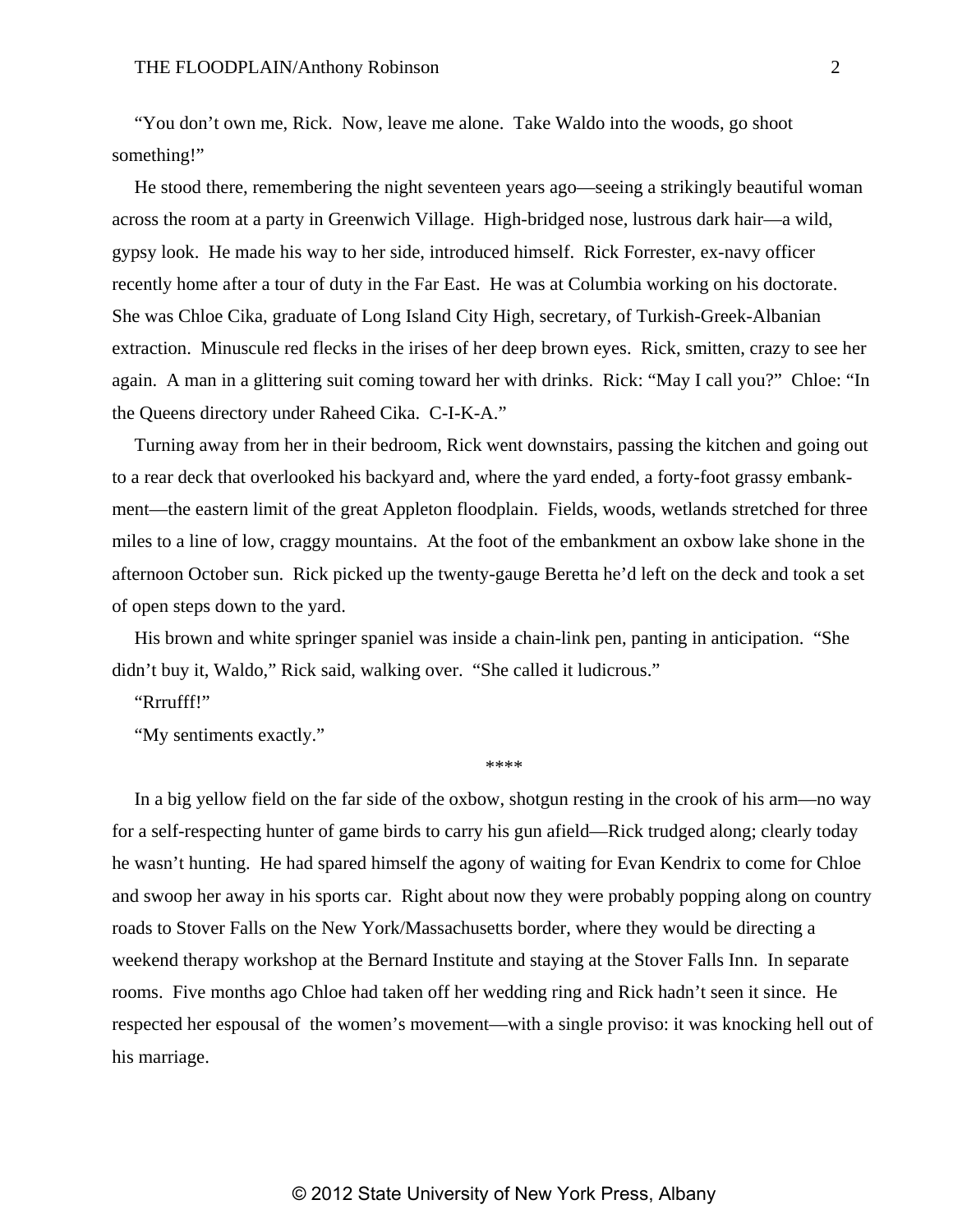"You don't own me, Rick. Now, leave me alone. Take Waldo into the woods, go shoot something!"

He stood there, remembering the night seventeen years ago—seeing a strikingly beautiful woman across the room at a party in Greenwich Village. High-bridged nose, lustrous dark hair—a wild, gypsy look. He made his way to her side, introduced himself. Rick Forrester, ex-navy officer recently home after a tour of duty in the Far East. He was at Columbia working on his doctorate. She was Chloe Cika, graduate of Long Island City High, secretary, of Turkish-Greek-Albanian extraction. Minuscule red flecks in the irises of her deep brown eyes. Rick, smitten, crazy to see her again. A man in a glittering suit coming toward her with drinks. Rick: "May I call you?" Chloe: "In the Queens directory under Raheed Cika. C-I-K-A."

Turning away from her in their bedroom, Rick went downstairs, passing the kitchen and going out to a rear deck that overlooked his backyard and, where the yard ended, a forty-foot grassy embankment—the eastern limit of the great Appleton floodplain. Fields, woods, wetlands stretched for three miles to a line of low, craggy mountains. At the foot of the embankment an oxbow lake shone in the afternoon October sun. Rick picked up the twenty-gauge Beretta he'd left on the deck and took a set of open steps down to the yard.

His brown and white springer spaniel was inside a chain-link pen, panting in anticipation. "She didn't buy it, Waldo," Rick said, walking over. "She called it ludicrous."

"Rrrufff!"

"My sentiments exactly."

****

In a big yellow field on the far side of the oxbow, shotgun resting in the crook of his arm—no way for a self-respecting hunter of game birds to carry his gun afield—Rick trudged along; clearly today he wasn't hunting. He had spared himself the agony of waiting for Evan Kendrix to come for Chloe and swoop her away in his sports car. Right about now they were probably popping along on country roads to Stover Falls on the New York/Massachusetts border, where they would be directing a weekend therapy workshop at the Bernard Institute and staying at the Stover Falls Inn. In separate rooms. Five months ago Chloe had taken off her wedding ring and Rick hadn't seen it since. He respected her espousal of the women's movement—with a single proviso: it was knocking hell out of his marriage.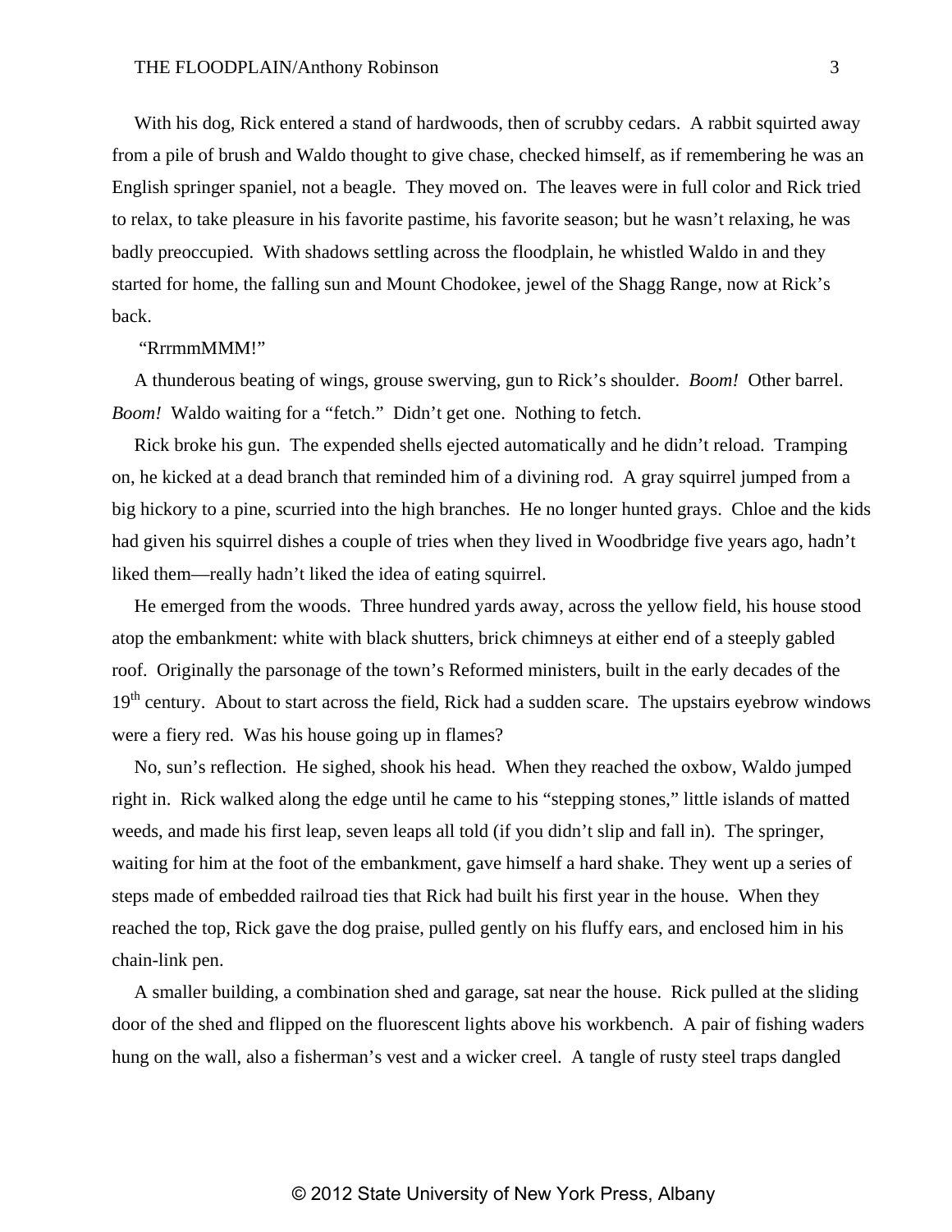With his dog, Rick entered a stand of hardwoods, then of scrubby cedars. A rabbit squirted away from a pile of brush and Waldo thought to give chase, checked himself, as if remembering he was an English springer spaniel, not a beagle. They moved on. The leaves were in full color and Rick tried to relax, to take pleasure in his favorite pastime, his favorite season; but he wasn't relaxing, he was badly preoccupied. With shadows settling across the floodplain, he whistled Waldo in and they started for home, the falling sun and Mount Chodokee, jewel of the Shagg Range, now at Rick's back.

"RrrmmMMM!"

A thunderous beating of wings, grouse swerving, gun to Rick's shoulder. *Boom!* Other barrel. *Boom!* Waldo waiting for a "fetch." Didn't get one. Nothing to fetch.

Rick broke his gun. The expended shells ejected automatically and he didn't reload. Tramping on, he kicked at a dead branch that reminded him of a divining rod. A gray squirrel jumped from a big hickory to a pine, scurried into the high branches. He no longer hunted grays. Chloe and the kids had given his squirrel dishes a couple of tries when they lived in Woodbridge five years ago, hadn't liked them—really hadn't liked the idea of eating squirrel.

He emerged from the woods. Three hundred yards away, across the yellow field, his house stood atop the embankment: white with black shutters, brick chimneys at either end of a steeply gabled roof. Originally the parsonage of the town's Reformed ministers, built in the early decades of the 19th century. About to start across the field, Rick had a sudden scare. The upstairs eyebrow windows were a fiery red. Was his house going up in flames?

No, sun's reflection. He sighed, shook his head. When they reached the oxbow, Waldo jumped right in. Rick walked along the edge until he came to his "stepping stones," little islands of matted weeds, and made his first leap, seven leaps all told (if you didn't slip and fall in). The springer, waiting for him at the foot of the embankment, gave himself a hard shake. They went up a series of steps made of embedded railroad ties that Rick had built his first year in the house. When they reached the top, Rick gave the dog praise, pulled gently on his fluffy ears, and enclosed him in his chain-link pen.

A smaller building, a combination shed and garage, sat near the house. Rick pulled at the sliding door of the shed and flipped on the fluorescent lights above his workbench. A pair of fishing waders hung on the wall, also a fisherman's vest and a wicker creel. A tangle of rusty steel traps dangled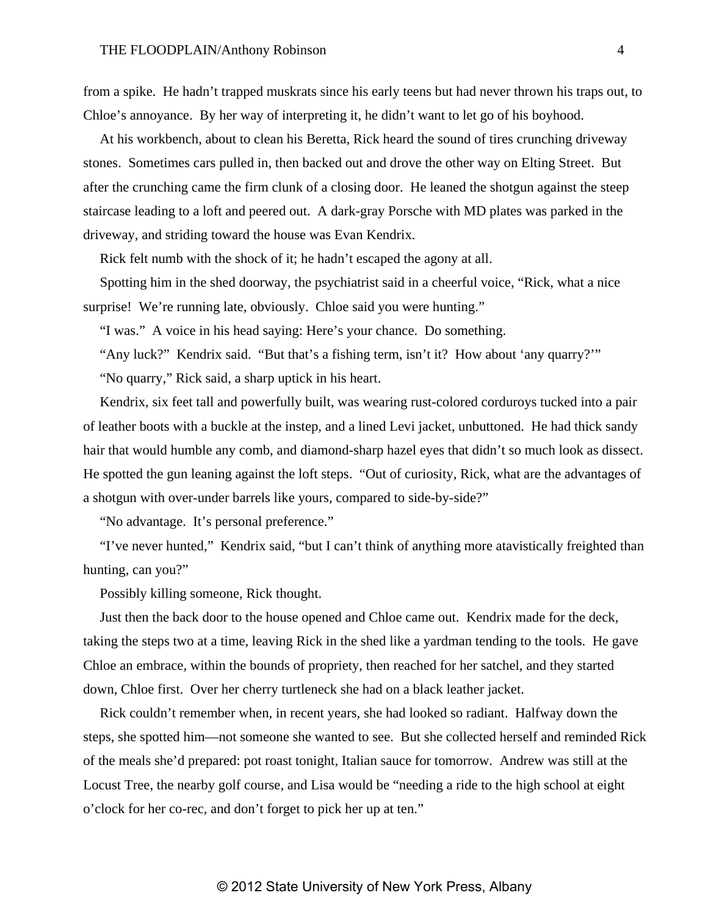from a spike. He hadn't trapped muskrats since his early teens but had never thrown his traps out, to Chloe's annoyance. By her way of interpreting it, he didn't want to let go of his boyhood.

At his workbench, about to clean his Beretta, Rick heard the sound of tires crunching driveway stones. Sometimes cars pulled in, then backed out and drove the other way on Elting Street. But after the crunching came the firm clunk of a closing door. He leaned the shotgun against the steep staircase leading to a loft and peered out. A dark-gray Porsche with MD plates was parked in the driveway, and striding toward the house was Evan Kendrix.

Rick felt numb with the shock of it; he hadn't escaped the agony at all.

Spotting him in the shed doorway, the psychiatrist said in a cheerful voice, "Rick, what a nice surprise! We're running late, obviously. Chloe said you were hunting."

"I was." A voice in his head saying: Here's your chance. Do something.

"Any luck?" Kendrix said. "But that's a fishing term, isn't it? How about 'any quarry?'"

"No quarry," Rick said, a sharp uptick in his heart.

Kendrix, six feet tall and powerfully built, was wearing rust-colored corduroys tucked into a pair of leather boots with a buckle at the instep, and a lined Levi jacket, unbuttoned. He had thick sandy hair that would humble any comb, and diamond-sharp hazel eyes that didn't so much look as dissect. He spotted the gun leaning against the loft steps. "Out of curiosity, Rick, what are the advantages of a shotgun with over-under barrels like yours, compared to side-by-side?"

"No advantage. It's personal preference."

"I've never hunted," Kendrix said, "but I can't think of anything more atavistically freighted than hunting, can you?"

Possibly killing someone, Rick thought.

Just then the back door to the house opened and Chloe came out. Kendrix made for the deck, taking the steps two at a time, leaving Rick in the shed like a yardman tending to the tools. He gave Chloe an embrace, within the bounds of propriety, then reached for her satchel, and they started down, Chloe first. Over her cherry turtleneck she had on a black leather jacket.

Rick couldn't remember when, in recent years, she had looked so radiant. Halfway down the steps, she spotted him—not someone she wanted to see. But she collected herself and reminded Rick of the meals she'd prepared: pot roast tonight, Italian sauce for tomorrow. Andrew was still at the Locust Tree, the nearby golf course, and Lisa would be "needing a ride to the high school at eight o'clock for her co-rec, and don't forget to pick her up at ten."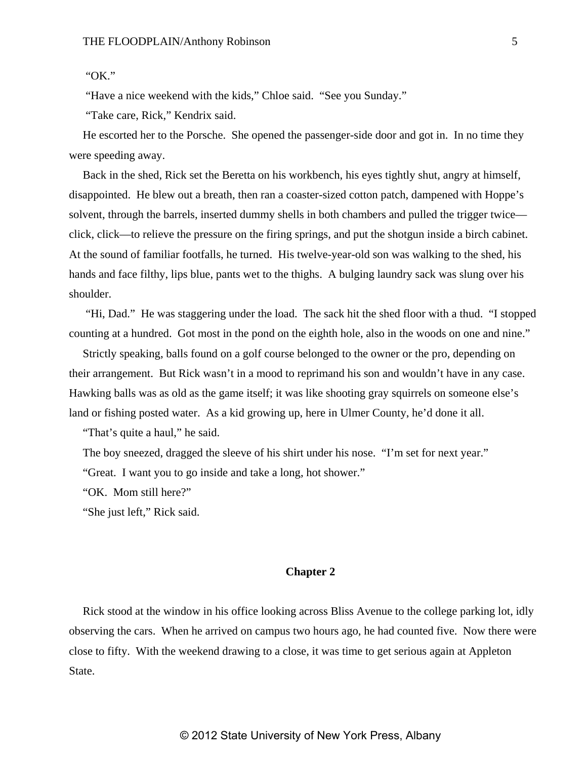"OK."

"Have a nice weekend with the kids," Chloe said. "See you Sunday."

"Take care, Rick," Kendrix said.

He escorted her to the Porsche. She opened the passenger-side door and got in. In no time they were speeding away.

Back in the shed, Rick set the Beretta on his workbench, his eyes tightly shut, angry at himself, disappointed. He blew out a breath, then ran a coaster-sized cotton patch, dampened with Hoppe's solvent, through the barrels, inserted dummy shells in both chambers and pulled the trigger twice—click, click—to relieve the pressure on the firing springs, and put the shotgun inside a birch cabinet. At the sound of familiar footfalls, he turned. His twelve-year-old son was walking to the shed, his hands and face filthy, lips blue, pants wet to the thighs. A bulging laundry sack was slung over his shoulder.

"Hi, Dad." He was staggering under the load. The sack hit the shed floor with a thud. "I stopped counting at a hundred. Got most in the pond on the eighth hole, also in the woods on one and nine."

Strictly speaking, balls found on a golf course belonged to the owner or the pro, depending on their arrangement. But Rick wasn't in a mood to reprimand his son and wouldn't have in any case. Hawking balls was as old as the game itself; it was like shooting gray squirrels on someone else's land or fishing posted water. As a kid growing up, here in Ulmer County, he'd done it all.

"That's quite a haul," he said.

The boy sneezed, dragged the sleeve of his shirt under his nose. "I'm set for next year."

"Great. I want you to go inside and take a long, hot shower."

"OK. Mom still here?"

"She just left," Rick said.

## Chapter 2

Rick stood at the window in his office looking across Bliss Avenue to the college parking lot, idly observing the cars. When he arrived on campus two hours ago, he had counted five. Now there were close to fifty. With the weekend drawing to a close, it was time to get serious again at Appleton State.

© 2012 State University of New York Press, Albany